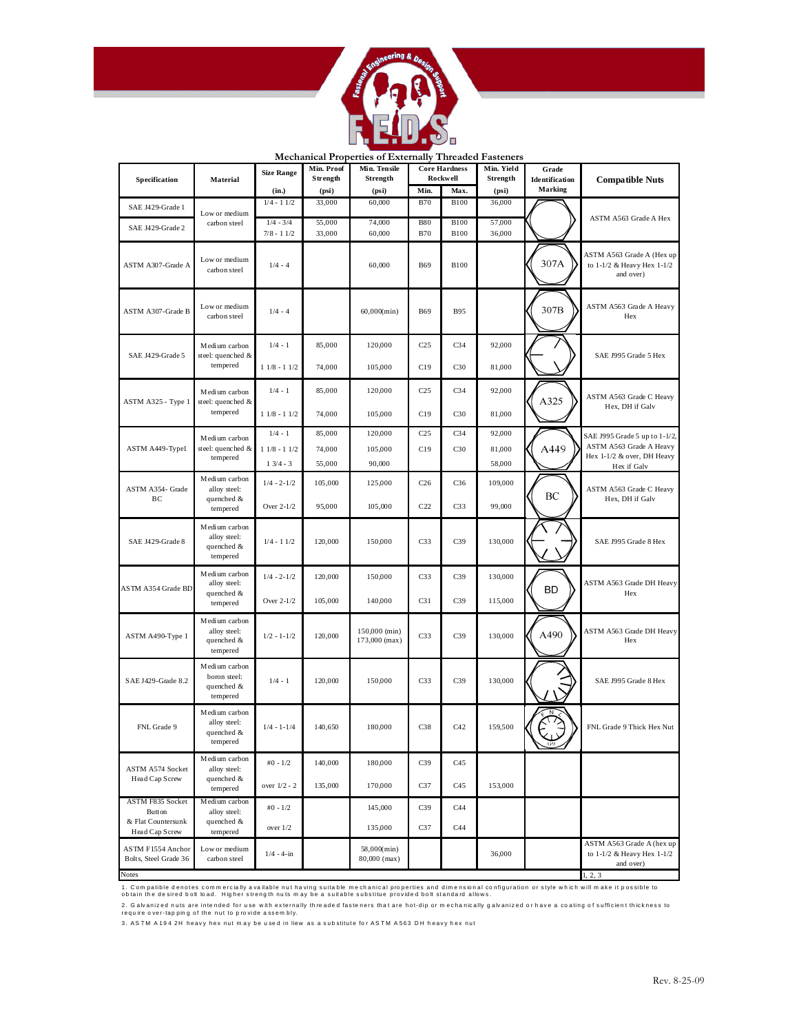# Mechanical Properties of Externally Threaded Fasteners

| Specification | Material | Size Range (in.) | Min. Proof Strength (psi) | Min. Tensile Strength (psi) | Core Hardness Rockwell Min. | Core Hardness Rockwell Max. | Min. Yield Strength (psi) | Grade Identification Marking | Compatible Nuts |
|---|---|---|---|---|---|---|---|---|---|
| SAE J429-Grade 1 | Low or medium carbon steel | 1/4 - 1 1/2 | 33,000 | 60,000 | B70 | B100 | 36,000 | | ASTM A563 Grade A Hex |
| SAE J429-Grade 2 | Low or medium carbon steel | 1/4 - 3/4 | 55,000 | 74,000 | B80 | B100 | 57,000 | | ASTM A563 Grade A Hex |
| | | 7/8 - 1 1/2 | 33,000 | 60,000 | B70 | B100 | 36,000 | | |
| ASTM A307-Grade A | Low or medium carbon steel | 1/4 - 4 | | 60,000 | B69 | B100 | | 307A | ASTM A563 Grade A (Hex up to 1-1/2 & Heavy Hex 1-1/2 and over) |
| ASTM A307-Grade B | Low or medium carbon steel | 1/4 - 4 | | 60,000(min) | B69 | B95 | | 307B | ASTM A563 Grade A Heavy Hex |
| SAE J429-Grade 5 | Medium carbon steel: quenched & tempered | 1/4 - 1 | 85,000 | 120,000 | C25 | C34 | 92,000 | | SAE J995 Grade 5 Hex |
| | | 1 1/8 - 1 1/2 | 74,000 | 105,000 | C19 | C30 | 81,000 | | |
| ASTM A325 - Type 1 | Medium carbon steel: quenched & tempered | 1/4 - 1 | 85,000 | 120,000 | C25 | C34 | 92,000 | A325 | ASTM A563 Grade C Heavy Hex, DH if Galv |
| | | 1 1/8 - 1 1/2 | 74,000 | 105,000 | C19 | C30 | 81,000 | | |
| ASTM A449-Type1 | Medium carbon steel: quenched & tempered | 1/4 - 1 | 85,000 | 120,000 | C25 | C34 | 92,000 | A449 | SAE J995 Grade 5 up to 1-1/2, ASTM A563 Grade A Heavy Hex 1-1/2 & over, DH Heavy Hex if Galv |
| | | 1 1/8 - 1 1/2 | 74,000 | 105,000 | C19 | C30 | 81,000 | | |
| | | 1 3/4 - 3 | 55,000 | 90,000 | | | 58,000 | | |
| ASTM A354- Grade BC | Medium carbon alloy steel: quenched & tempered | 1/4 - 2-1/2 | 105,000 | 125,000 | C26 | C36 | 109,000 | BC | ASTM A563 Grade C Heavy Hex, DH if Galv |
| | | Over 2-1/2 | 95,000 | 105,000 | C22 | C33 | 99,000 | | |
| SAE J429-Grade 8 | Medium carbon alloy steel: quenched & tempered | 1/4 - 1 1/2 | 120,000 | 150,000 | C33 | C39 | 130,000 | | SAE J995 Grade 8 Hex |
| ASTM A354 Grade BD | Medium carbon alloy steel: quenched & tempered | 1/4 - 2-1/2 | 120,000 | 150,000 | C33 | C39 | 130,000 | BD | ASTM A563 Grade DH Heavy Hex |
| | | Over 2-1/2 | 105,000 | 140,000 | C31 | C39 | 115,000 | | |
| ASTM A490-Type 1 | Medium carbon alloy steel: quenched & tempered | 1/2 - 1-1/2 | 120,000 | 150,000 (min) 173,000 (max) | C33 | C39 | 130,000 | A490 | ASTM A563 Grade DH Heavy Hex |
| SAE J429-Grade 8.2 | Medium carbon boron steel: quenched & tempered | 1/4 - 1 | 120,000 | 150,000 | C33 | C39 | 130,000 | | SAE J995 Grade 8 Hex |
| FNL Grade 9 | Medium carbon alloy steel: quenched & tempered | 1/4 - 1-1/4 | 140,650 | 180,000 | C38 | C42 | 159,500 | | FNL Grade 9 Thick Hex Nut |
| ASTM A574 Socket Head Cap Screw | Medium carbon alloy steel: quenched & tempered | #0 - 1/2 | 140,000 | 180,000 | C39 | C45 | | | |
| | | over 1/2 - 2 | 135,000 | 170,000 | C37 | C45 | 153,000 | | |
| ASTM F835 Socket Button & Flat Countersunk Head Cap Screw | Medium carbon alloy steel: quenched & tempered | #0 - 1/2 | | 145,000 | C39 | C44 | | | |
| | | over 1/2 | | 135,000 | C37 | C44 | | | |
| ASTM F1554 Anchor Bolts, Steel Grade 36 | Low or medium carbon steel | 1/4 - 4-in | | 58,000(min) 80,000 (max) | | | 36,000 | | ASTM A563 Grade A (hex up to 1-1/2 & Heavy Hex 1-1/2 and over) |
| Notes | | | | | | | | | 1, 2, 3 |

1. Compatible denotes commercially available nut having suitable mechanical properties and dimensional configuration or style which will make it possible to obtain the desired bolt load. Higher strength nuts may be a suitable substitue provided bolt standard allows.

2. Galvanized nuts are intended for use with externally threaded fasteners that are hot-dip or mechanically galvanized or have a coating of sufficient thickness to require over-tapping of the nut to provide assembly.

3. ASTM A194 2H heavy hex nut may be used in liew as a substitute for ASTM A563 DH heavy hex nut

Rev. 8-25-09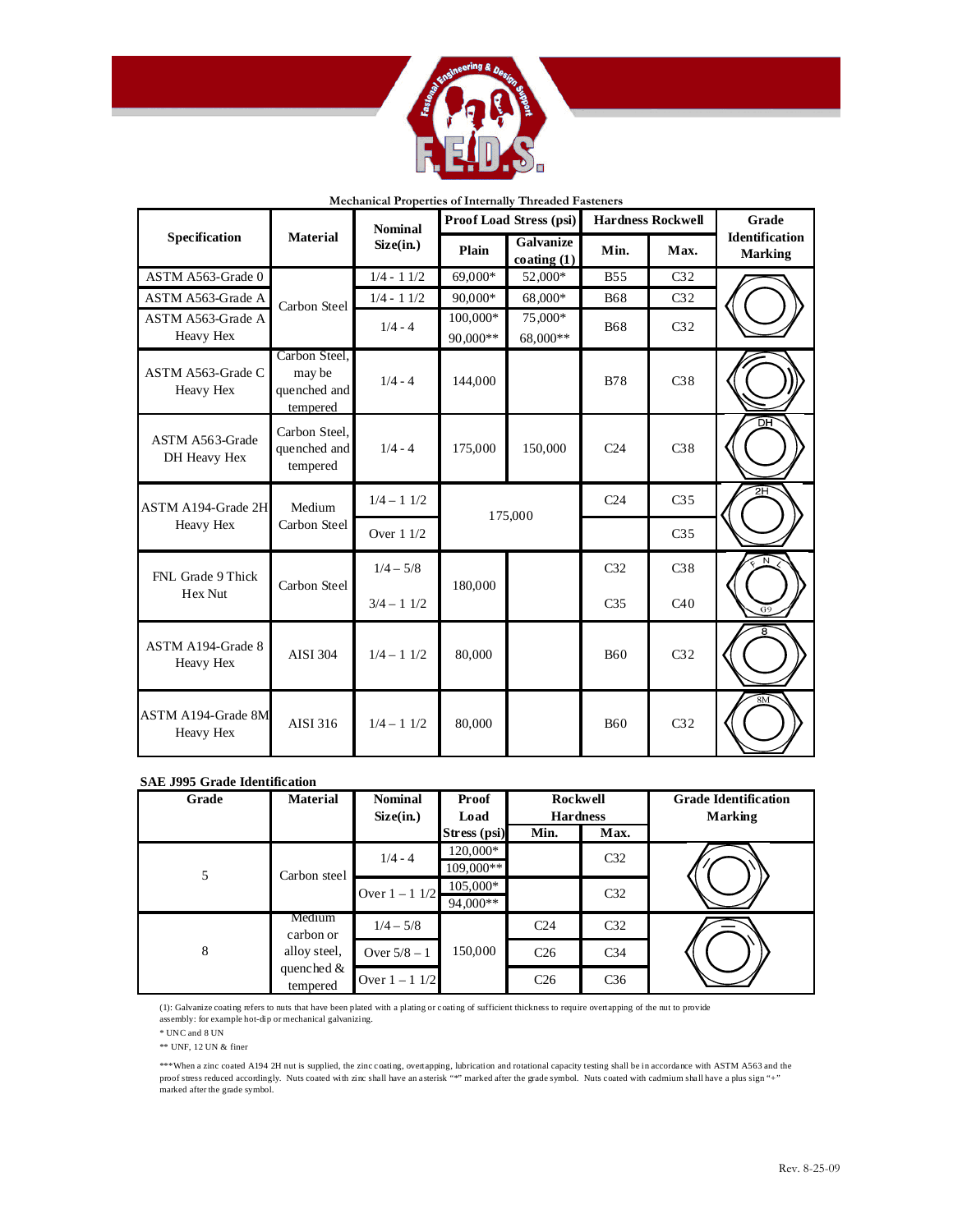### Mechanical Properties of Internally Threaded Fasteners

| Specification | Material | Nominal Size(in.) | Proof Load Stress (psi) Plain | Proof Load Stress (psi) Galvanize coating (1) | Hardness Rockwell Min. | Hardness Rockwell Max. | Grade Identification Marking |
|---|---|---|---|---|---|---|---|
| ASTM A563-Grade 0 | Carbon Steel | 1/4 - 1 1/2 | 69,000* | 52,000* | B55 | C32 | |
| ASTM A563-Grade A | | 1/4 - 1 1/2 | 90,000* | 68,000* | B68 | C32 | |
| ASTM A563-Grade A Heavy Hex | | 1/4 - 4 | 100,000* 90,000** | 75,000* 68,000** | B68 | C32 | |
| ASTM A563-Grade C Heavy Hex | Carbon Steel, may be quenched and tempered | 1/4 - 4 | 144,000 | | B78 | C38 | |
| ASTM A563-Grade DH Heavy Hex | Carbon Steel, quenched and tempered | 1/4 - 4 | 175,000 | 150,000 | C24 | C38 | DH |
| ASTM A194-Grade 2H Heavy Hex | Medium Carbon Steel | 1/4 – 1 1/2 | 175,000 | | C24 | C35 | 2H |
| | | Over 1 1/2 | | | | C35 | |
| FNL Grade 9 Thick Hex Nut | Carbon Steel | 1/4 – 5/8 | 180,000 | | C32 | C38 | F N L G9 |
| | | 3/4 – 1 1/2 | | | C35 | C40 | |
| ASTM A194-Grade 8 Heavy Hex | AISI 304 | 1/4 – 1 1/2 | 80,000 | | B60 | C32 | 8 |
| ASTM A194-Grade 8M Heavy Hex | AISI 316 | 1/4 – 1 1/2 | 80,000 | | B60 | C32 | 8M |

### SAE J995 Grade Identification

| Grade | Material | Nominal Size(in.) | Proof Load Stress (psi) | Rockwell Hardness Min. | Rockwell Hardness Max. | Grade Identification Marking |
|---|---|---|---|---|---|---|
| 5 | Carbon steel | 1/4 - 4 | 120,000* 109,000** | | C32 | |
| | | Over 1 – 1 1/2 | 105,000* 94,000** | | C32 | |
| 8 | Medium carbon or alloy steel, quenched & tempered | 1/4 – 5/8 | 150,000 | C24 | C32 | |
| | | Over 5/8 – 1 | | C26 | C34 | |
| | | Over 1 – 1 1/2 | | C26 | C36 | |

(1): Galvanize coating refers to nuts that have been plated with a plating or coating of sufficient thickness to require overtapping of the nut to provide assembly: for example hot-dip or mechanical galvanizing.

* UNC and 8 UN

** UNF, 12 UN & finer

***When a zinc coated A194 2H nut is supplied, the zinc coating, overtapping, lubrication and rotational capacity testing shall be in accordance with ASTM A563 and the proof stress reduced accordingly. Nuts coated with zinc shall have an asterisk "*" marked after the grade symbol. Nuts coated with cadmium shall have a plus sign "+" marked after the grade symbol.

Rev. 8-25-09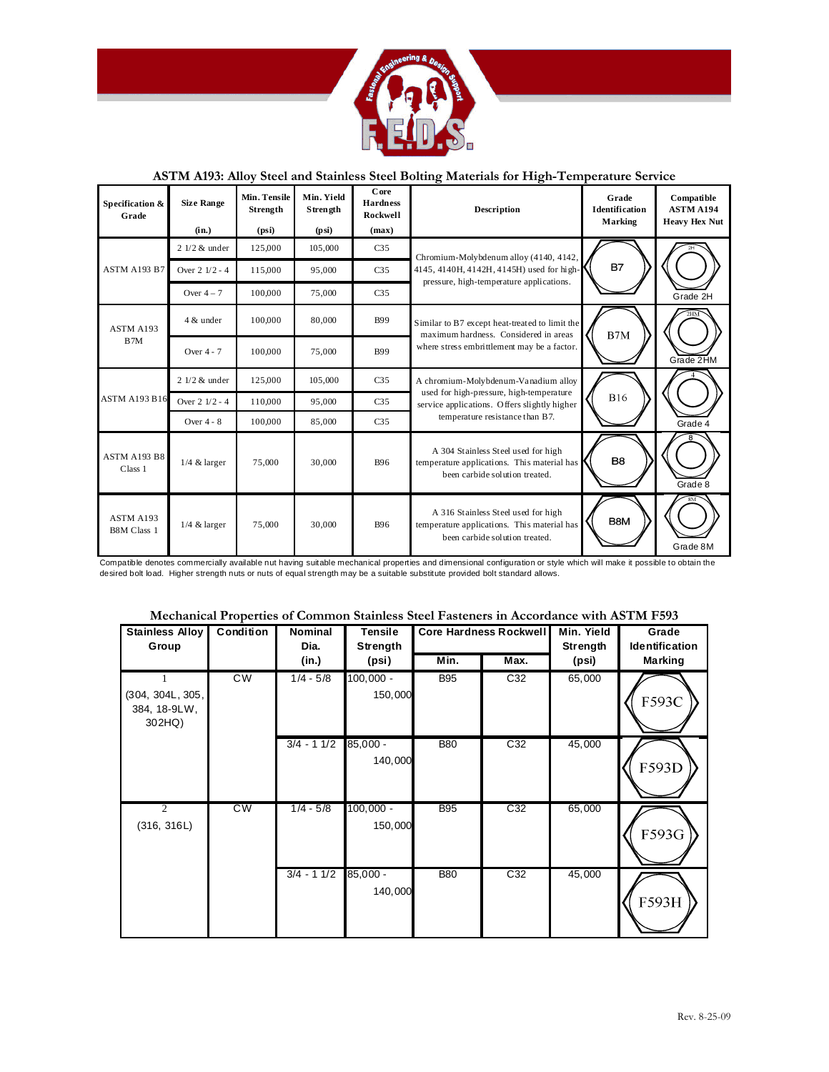## ASTM A193: Alloy Steel and Stainless Steel Bolting Materials for High-Temperature Service

| Specification & Grade | Size Range (in.) | Min. Tensile Strength (psi) | Min. Yield Strength (psi) | Core Hardness Rockwell (max) | Description | Grade Identification Marking | Compatible ASTM A194 Heavy Hex Nut |
|---|---|---|---|---|---|---|---|
| ASTM A193 B7 | 2 1/2 & under | 125,000 | 105,000 | C35 | Chromium-Molybdenum alloy (4140, 4142, 4145, 4140H, 4142H, 4145H) used for high-pressure, high-temperature applications. | B7 | Grade 2H |
| | Over 2 1/2 - 4 | 115,000 | 95,000 | C35 | | | |
| | Over 4 – 7 | 100,000 | 75,000 | C35 | | | |
| ASTM A193 B7M | 4 & under | 100,000 | 80,000 | B99 | Similar to B7 except heat-treated to limit the maximum hardness. Considered in areas where stress embrittlement may be a factor. | B7M | Grade 2HM |
| | Over 4 - 7 | 100,000 | 75,000 | B99 | | | |
| ASTM A193 B16 | 2 1/2 & under | 125,000 | 105,000 | C35 | A chromium-Molybdenum-Vanadium alloy used for high-pressure, high-temperature service applications. Offers slightly higher temperature resistance than B7. | B16 | Grade 4 |
| | Over 2 1/2 - 4 | 110,000 | 95,000 | C35 | | | |
| | Over 4 - 8 | 100,000 | 85,000 | C35 | | | |
| ASTM A193 B8 Class 1 | 1/4 & larger | 75,000 | 30,000 | B96 | A 304 Stainless Steel used for high temperature applications. This material has been carbide solution treated. | B8 | Grade 8 |
| ASTM A193 B8M Class 1 | 1/4 & larger | 75,000 | 30,000 | B96 | A 316 Stainless Steel used for high temperature applications. This material has been carbide solution treated. | B8M | Grade 8M |

Compatible denotes commercially available nut having suitable mechanical properties and dimensional configuration or style which will make it possible to obtain the desired bolt load. Higher strength nuts or nuts of equal strength may be a suitable substitute provided bolt standard allows.

## Mechanical Properties of Common Stainless Steel Fasteners in Accordance with ASTM F593

| Stainless Alloy Group | Condition | Nominal Dia. (in.) | Tensile Strength (psi) | Core Hardness Rockwell | | Min. Yield Strength (psi) | Grade Identification Marking |
|---|---|---|---|---|---|---|---|
| | | | | Min. | Max. | | |
| 1 (304, 304L, 305, 384, 18-9LW, 302HQ) | CW | 1/4 - 5/8 | 100,000 - 150,000 | B95 | C32 | 65,000 | F593C |
| | | 3/4 - 1 1/2 | 85,000 - 140,000 | B80 | C32 | 45,000 | F593D |
| 2 (316, 316L) | CW | 1/4 - 5/8 | 100,000 - 150,000 | B95 | C32 | 65,000 | F593G |
| | | 3/4 - 1 1/2 | 85,000 - 140,000 | B80 | C32 | 45,000 | F593H |

Rev. 8-25-09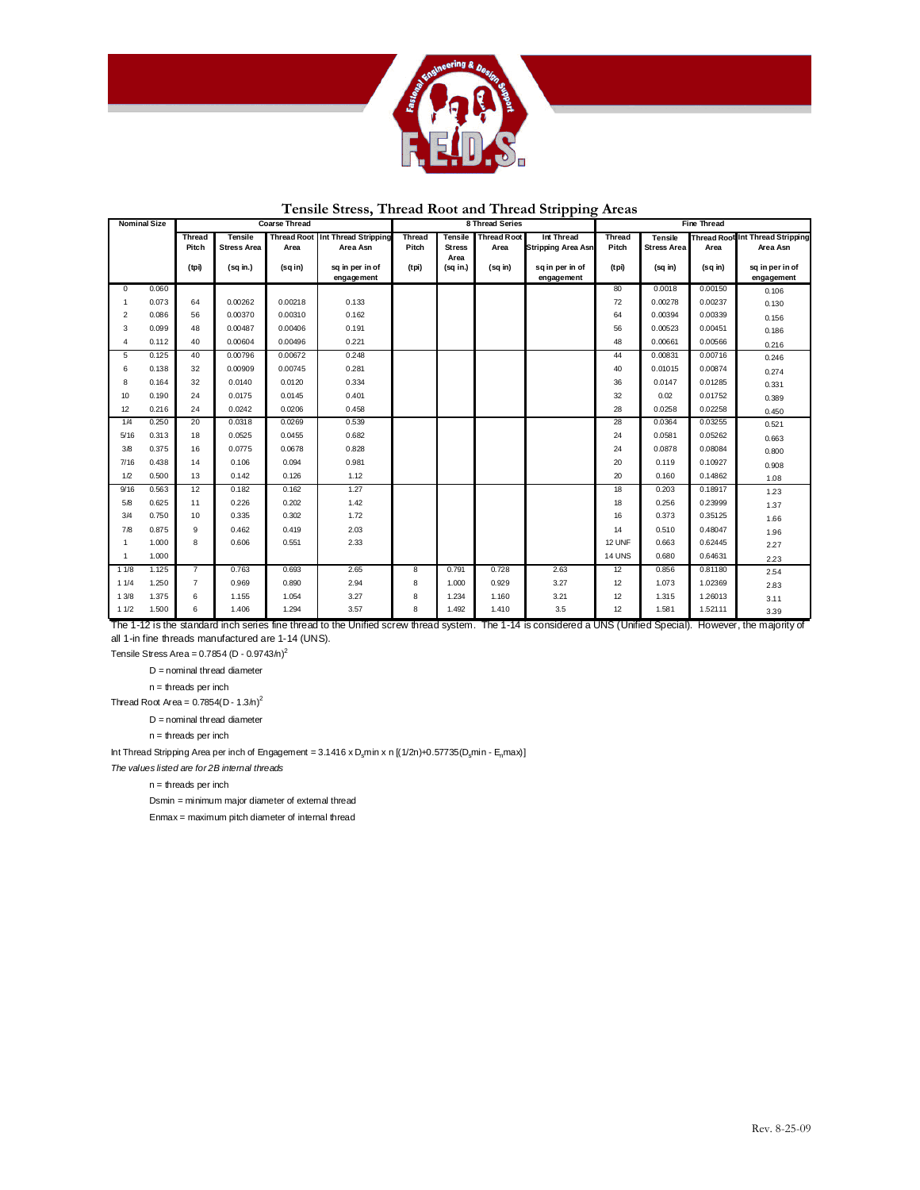# Tensile Stress, Thread Root and Thread Stripping Areas

| Nominal Size | | Coarse Thread | | | | 8 Thread Series | | | | Fine Thread | | | |
|---|---|---|---|---|---|---|---|---|---|---|---|---|---|
| | | Thread Pitch (tpi) | Tensile Stress Area (sq in.) | Thread Root Area (sq in) | Int Thread Stripping Area Asn sq in per in of engagement | Thread Pitch (tpi) | Tensile Stress Area (sq in.) | Thread Root Area (sq in) | Int Thread Stripping Area Asn sq in per in of engagement | Thread Pitch (tpi) | Tensile Stress Area (sq in) | Thread Root Area (sq in) | Int Thread Stripping Area Asn sq in per in of engagement |
| 0 | 0.060 | | | | | | | | | 80 | 0.0018 | 0.00150 | 0.106 |
| 1 | 0.073 | 64 | 0.00262 | 0.00218 | 0.133 | | | | | 72 | 0.00278 | 0.00237 | 0.130 |
| 2 | 0.086 | 56 | 0.00370 | 0.00310 | 0.162 | | | | | 64 | 0.00394 | 0.00339 | 0.156 |
| 3 | 0.099 | 48 | 0.00487 | 0.00406 | 0.191 | | | | | 56 | 0.00523 | 0.00451 | 0.186 |
| 4 | 0.112 | 40 | 0.00604 | 0.00496 | 0.221 | | | | | 48 | 0.00661 | 0.00566 | 0.216 |
| 5 | 0.125 | 40 | 0.00796 | 0.00672 | 0.248 | | | | | 44 | 0.00831 | 0.00716 | 0.246 |
| 6 | 0.138 | 32 | 0.00909 | 0.00745 | 0.281 | | | | | 40 | 0.01015 | 0.00874 | 0.274 |
| 8 | 0.164 | 32 | 0.0140 | 0.0120 | 0.334 | | | | | 36 | 0.0147 | 0.01285 | 0.331 |
| 10 | 0.190 | 24 | 0.0175 | 0.0145 | 0.401 | | | | | 32 | 0.02 | 0.01752 | 0.389 |
| 12 | 0.216 | 24 | 0.0242 | 0.0206 | 0.458 | | | | | 28 | 0.0258 | 0.02258 | 0.450 |
| 1/4 | 0.250 | 20 | 0.0318 | 0.0269 | 0.539 | | | | | 28 | 0.0364 | 0.03255 | 0.521 |
| 5/16 | 0.313 | 18 | 0.0525 | 0.0455 | 0.682 | | | | | 24 | 0.0581 | 0.05262 | 0.663 |
| 3/8 | 0.375 | 16 | 0.0775 | 0.0678 | 0.828 | | | | | 24 | 0.0878 | 0.08084 | 0.800 |
| 7/16 | 0.438 | 14 | 0.106 | 0.094 | 0.981 | | | | | 20 | 0.119 | 0.10927 | 0.908 |
| 1/2 | 0.500 | 13 | 0.142 | 0.126 | 1.12 | | | | | 20 | 0.160 | 0.14862 | 1.08 |
| 9/16 | 0.563 | 12 | 0.182 | 0.162 | 1.27 | | | | | 18 | 0.203 | 0.18917 | 1.23 |
| 5/8 | 0.625 | 11 | 0.226 | 0.202 | 1.42 | | | | | 18 | 0.256 | 0.23999 | 1.37 |
| 3/4 | 0.750 | 10 | 0.335 | 0.302 | 1.72 | | | | | 16 | 0.373 | 0.35125 | 1.66 |
| 7/8 | 0.875 | 9 | 0.462 | 0.419 | 2.03 | | | | | 14 | 0.510 | 0.48047 | 1.96 |
| 1 | 1.000 | 8 | 0.606 | 0.551 | 2.33 | | | | | 12 UNF | 0.663 | 0.62445 | 2.27 |
| 1 | 1.000 | | | | | | | | | 14 UNS | 0.680 | 0.64631 | 2.23 |
| 1 1/8 | 1.125 | 7 | 0.763 | 0.693 | 2.65 | 8 | 0.791 | 0.728 | 2.63 | 12 | 0.856 | 0.81180 | 2.54 |
| 1 1/4 | 1.250 | 7 | 0.969 | 0.890 | 2.94 | 8 | 1.000 | 0.929 | 3.27 | 12 | 1.073 | 1.02369 | 2.83 |
| 1 3/8 | 1.375 | 6 | 1.155 | 1.054 | 3.27 | 8 | 1.234 | 1.160 | 3.21 | 12 | 1.315 | 1.26013 | 3.11 |
| 1 1/2 | 1.500 | 6 | 1.406 | 1.294 | 3.57 | 8 | 1.492 | 1.410 | 3.5 | 12 | 1.581 | 1.52111 | 3.39 |

The 1-12 is the standard inch series fine thread to the Unified screw thread system. The 1-14 is considered a UNS (Unified Special). However, the majority of all 1-in fine threads manufactured are 1-14 (UNS).

Tensile Stress Area = $0.7854 (D - 0.9743/n)^2$

D = nominal thread diameter

n = threads per inch

Thread Root Area = $0.7854(D - 1.3/n)^2$

D = nominal thread diameter

n = threads per inch

Int Thread Stripping Area per inch of Engagement = $3.1416 \times D_s\text{min} \times n\ [(1/2n)+0.57735(D_s\text{min} - E_n\text{max})]$

*The values listed are for 2B internal threads*

n = threads per inch

Dsmin = minimum major diameter of external thread

Enmax = maximum pitch diameter of internal thread

Rev. 8-25-09